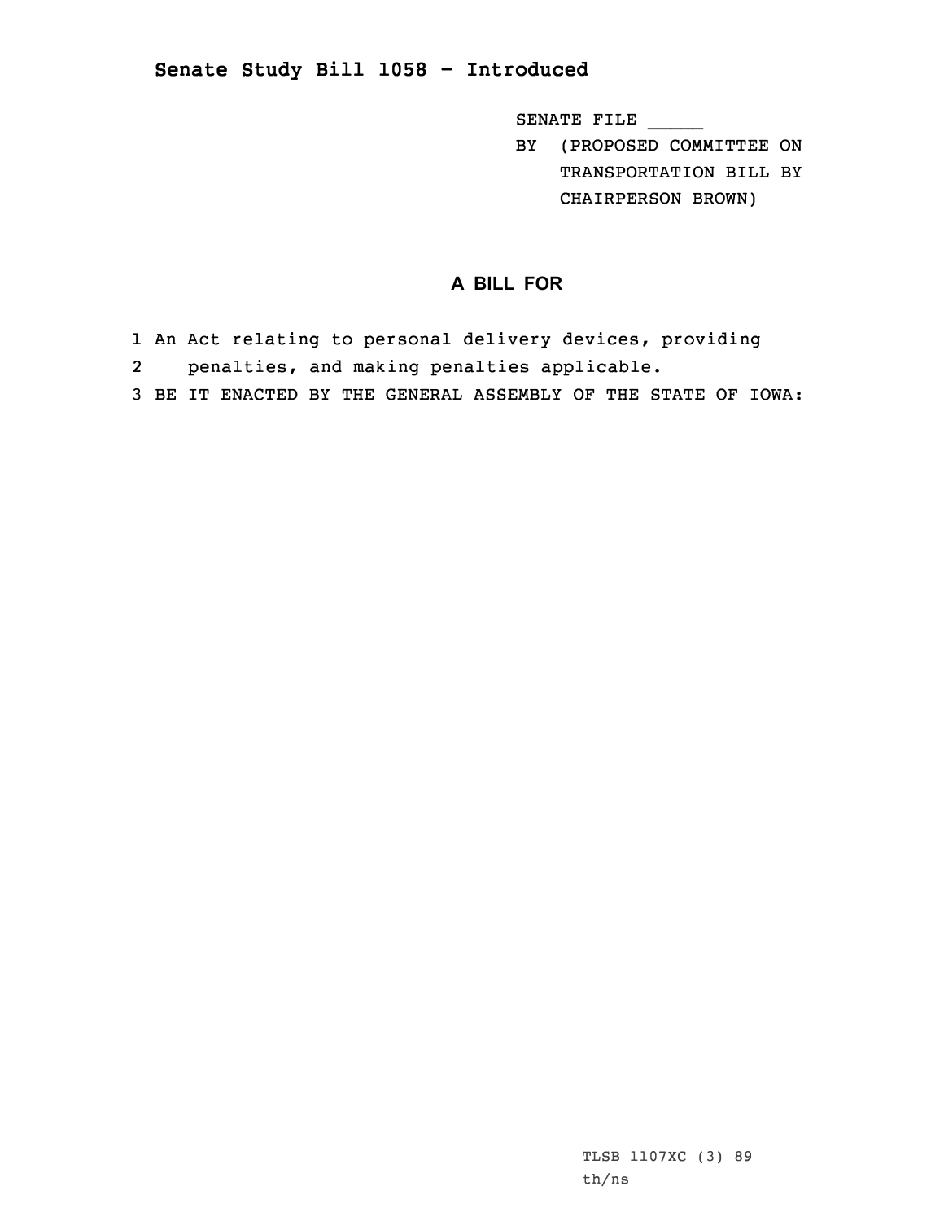## Senate Study Bill 1058 - Introduced

SENATE FILE _____

BY (PROPOSED COMMITTEE ON TRANSPORTATION BILL BY CHAIRPERSON BROWN)

### A BILL FOR

1 An Act relating to personal delivery devices, providing
2 penalties, and making penalties applicable.
3 BE IT ENACTED BY THE GENERAL ASSEMBLY OF THE STATE OF IOWA:

TLSB 1107XC (3) 89
th/ns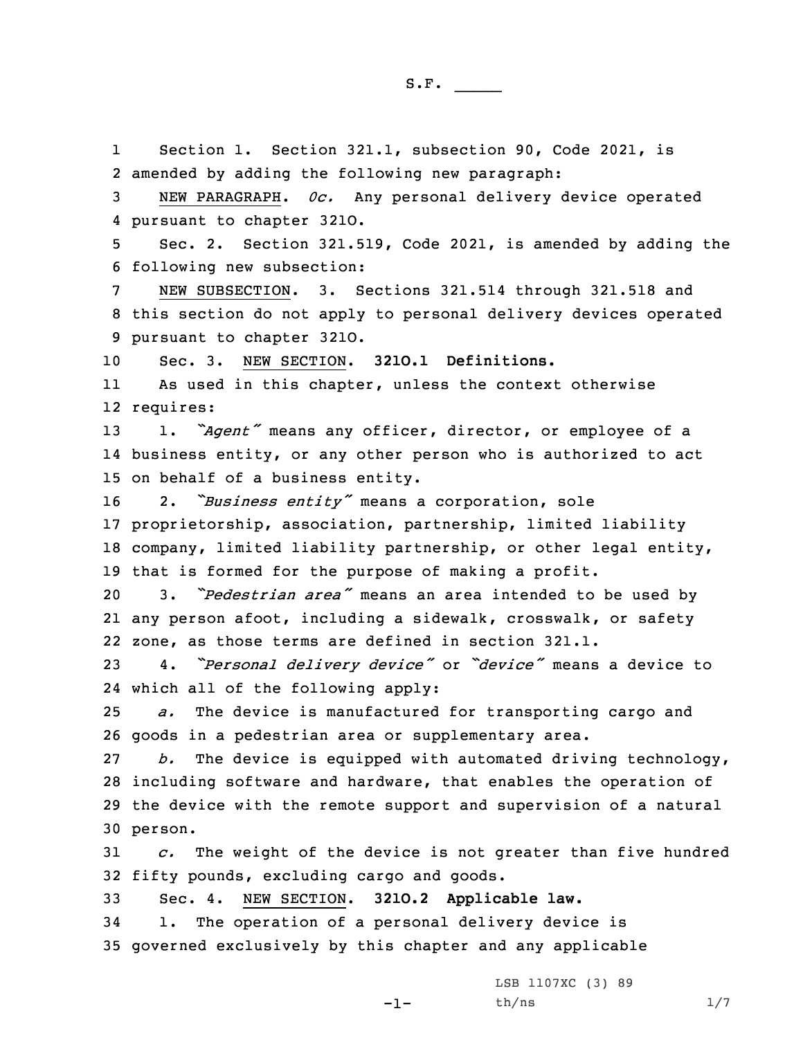S.F. _____

1 Section 1. Section 321.1, subsection 90, Code 2021, is
2 amended by adding the following new paragraph:
3 NEW PARAGRAPH. *0c.* Any personal delivery device operated
4 pursuant to chapter 321O.
5 Sec. 2. Section 321.519, Code 2021, is amended by adding the
6 following new subsection:
7 NEW SUBSECTION. 3. Sections 321.514 through 321.518 and
8 this section do not apply to personal delivery devices operated
9 pursuant to chapter 321O.
10 Sec. 3. NEW SECTION. **321O.1 Definitions.**
11 As used in this chapter, unless the context otherwise
12 requires:
13 1. *"Agent"* means any officer, director, or employee of a
14 business entity, or any other person who is authorized to act
15 on behalf of a business entity.
16 2. *"Business entity"* means a corporation, sole
17 proprietorship, association, partnership, limited liability
18 company, limited liability partnership, or other legal entity,
19 that is formed for the purpose of making a profit.
20 3. *"Pedestrian area"* means an area intended to be used by
21 any person afoot, including a sidewalk, crosswalk, or safety
22 zone, as those terms are defined in section 321.1.
23 4. *"Personal delivery device"* or *"device"* means a device to
24 which all of the following apply:
25 *a.* The device is manufactured for transporting cargo and
26 goods in a pedestrian area or supplementary area.
27 *b.* The device is equipped with automated driving technology,
28 including software and hardware, that enables the operation of
29 the device with the remote support and supervision of a natural
30 person.
31 *c.* The weight of the device is not greater than five hundred
32 fifty pounds, excluding cargo and goods.
33 Sec. 4. NEW SECTION. **321O.2 Applicable law.**
34 1. The operation of a personal delivery device is
35 governed exclusively by this chapter and any applicable

LSB 1107XC (3) 89
th/ns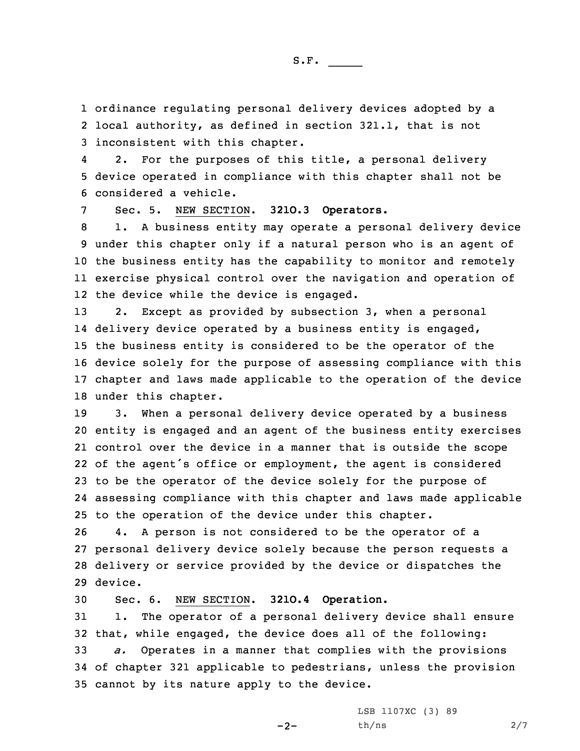ordinance regulating personal delivery devices adopted by a local authority, as defined in section 321.1, that is not inconsistent with this chapter.

2. For the purposes of this title, a personal delivery device operated in compliance with this chapter shall not be considered a vehicle.

Sec. 5. NEW SECTION. **321O.3 Operators.**

1. A business entity may operate a personal delivery device under this chapter only if a natural person who is an agent of the business entity has the capability to monitor and remotely exercise physical control over the navigation and operation of the device while the device is engaged.

2. Except as provided by subsection 3, when a personal delivery device operated by a business entity is engaged, the business entity is considered to be the operator of the device solely for the purpose of assessing compliance with this chapter and laws made applicable to the operation of the device under this chapter.

3. When a personal delivery device operated by a business entity is engaged and an agent of the business entity exercises control over the device in a manner that is outside the scope of the agent's office or employment, the agent is considered to be the operator of the device solely for the purpose of assessing compliance with this chapter and laws made applicable to the operation of the device under this chapter.

4. A person is not considered to be the operator of a personal delivery device solely because the person requests a delivery or service provided by the device or dispatches the device.

Sec. 6. NEW SECTION. **321O.4 Operation.**

1. The operator of a personal delivery device shall ensure that, while engaged, the device does all of the following:

*a.* Operates in a manner that complies with the provisions of chapter 321 applicable to pedestrians, unless the provision cannot by its nature apply to the device.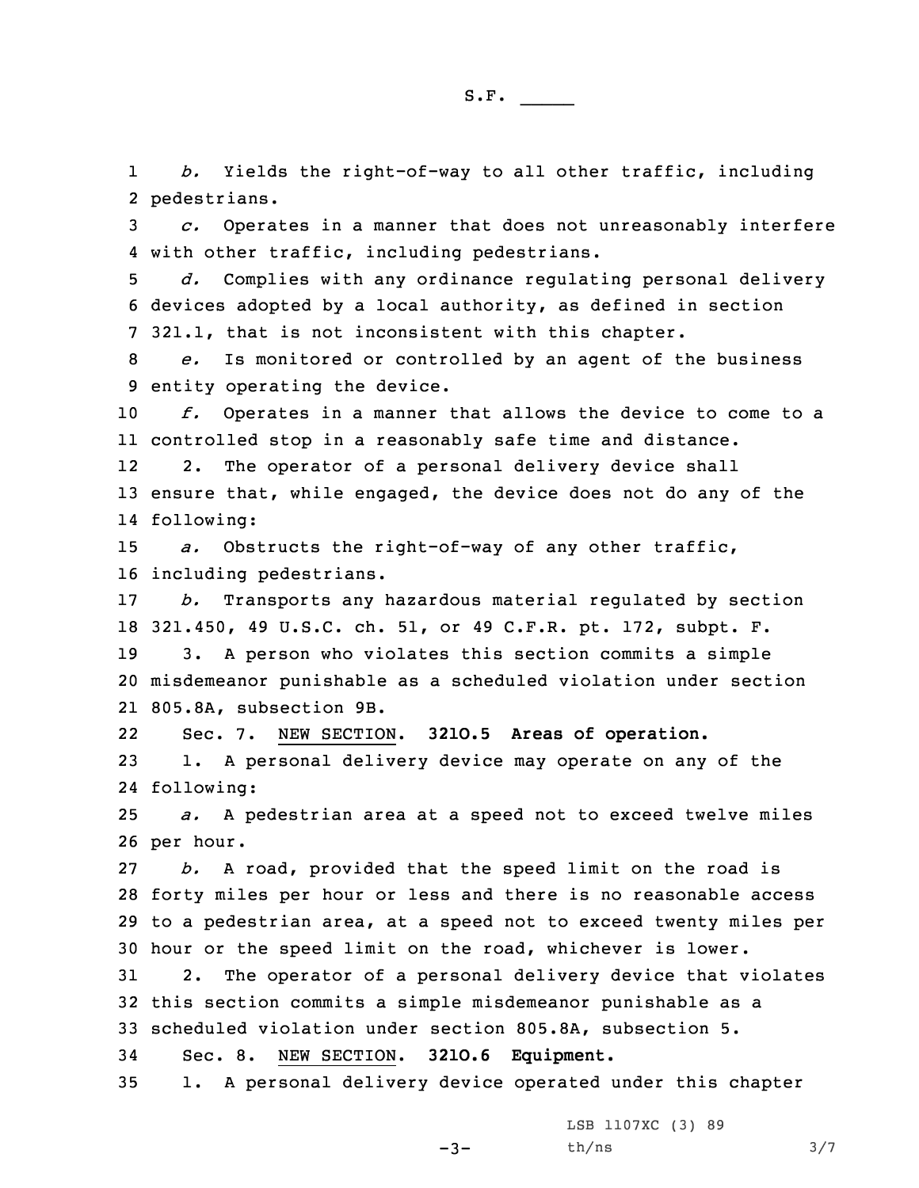*b.* Yields the right-of-way to all other traffic, including pedestrians.

*c.* Operates in a manner that does not unreasonably interfere with other traffic, including pedestrians.

*d.* Complies with any ordinance regulating personal delivery devices adopted by a local authority, as defined in section 321.1, that is not inconsistent with this chapter.

*e.* Is monitored or controlled by an agent of the business entity operating the device.

*f.* Operates in a manner that allows the device to come to a controlled stop in a reasonably safe time and distance.

2. The operator of a personal delivery device shall ensure that, while engaged, the device does not do any of the following:

*a.* Obstructs the right-of-way of any other traffic, including pedestrians.

*b.* Transports any hazardous material regulated by section 321.450, 49 U.S.C. ch. 51, or 49 C.F.R. pt. 172, subpt. F.

3. A person who violates this section commits a simple misdemeanor punishable as a scheduled violation under section 805.8A, subsection 9B.

Sec. 7. NEW SECTION. **321O.5 Areas of operation.**

1. A personal delivery device may operate on any of the following:

*a.* A pedestrian area at a speed not to exceed twelve miles per hour.

*b.* A road, provided that the speed limit on the road is forty miles per hour or less and there is no reasonable access to a pedestrian area, at a speed not to exceed twenty miles per hour or the speed limit on the road, whichever is lower.

2. The operator of a personal delivery device that violates this section commits a simple misdemeanor punishable as a scheduled violation under section 805.8A, subsection 5.

Sec. 8. NEW SECTION. **321O.6 Equipment.**

1. A personal delivery device operated under this chapter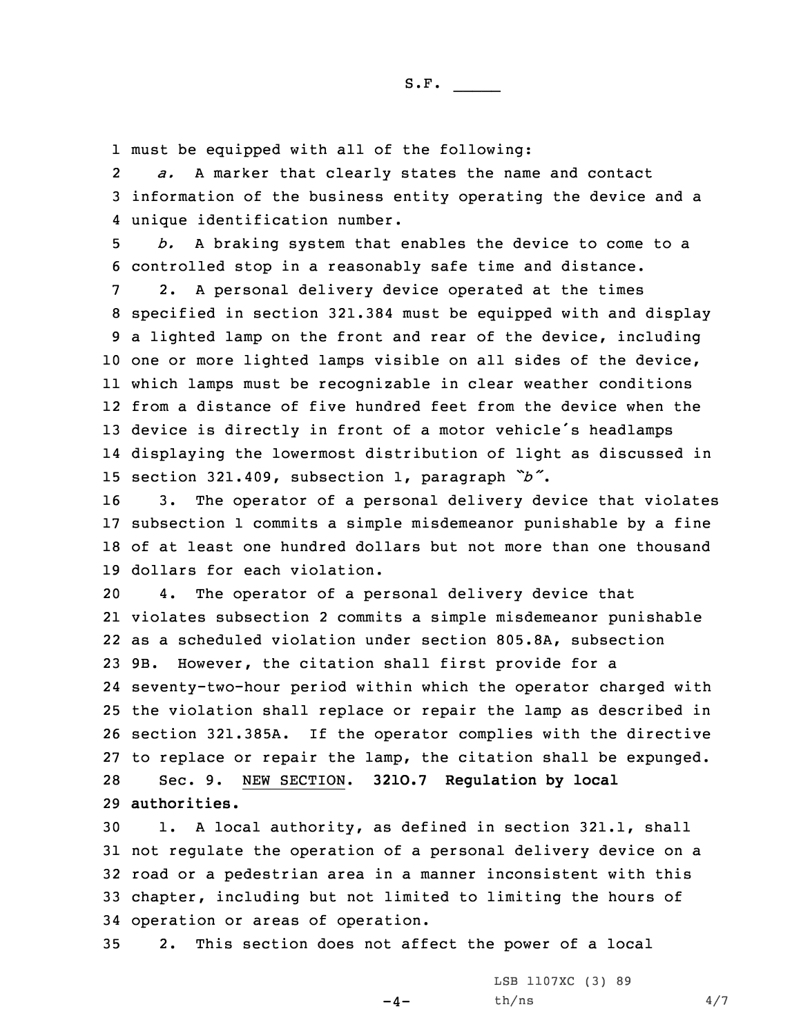must be equipped with all of the following:

*a.* A marker that clearly states the name and contact information of the business entity operating the device and a unique identification number.

*b.* A braking system that enables the device to come to a controlled stop in a reasonably safe time and distance.

2. A personal delivery device operated at the times specified in section 321.384 must be equipped with and display a lighted lamp on the front and rear of the device, including one or more lighted lamps visible on all sides of the device, which lamps must be recognizable in clear weather conditions from a distance of five hundred feet from the device when the device is directly in front of a motor vehicle's headlamps displaying the lowermost distribution of light as discussed in section 321.409, subsection 1, paragraph *"b"*.

3. The operator of a personal delivery device that violates subsection 1 commits a simple misdemeanor punishable by a fine of at least one hundred dollars but not more than one thousand dollars for each violation.

4. The operator of a personal delivery device that violates subsection 2 commits a simple misdemeanor punishable as a scheduled violation under section 805.8A, subsection 9B. However, the citation shall first provide for a seventy-two-hour period within which the operator charged with the violation shall replace or repair the lamp as described in section 321.385A. If the operator complies with the directive to replace or repair the lamp, the citation shall be expunged.

Sec. 9. NEW SECTION. **321O.7 Regulation by local authorities.**

1. A local authority, as defined in section 321.1, shall not regulate the operation of a personal delivery device on a road or a pedestrian area in a manner inconsistent with this chapter, including but not limited to limiting the hours of operation or areas of operation.

2. This section does not affect the power of a local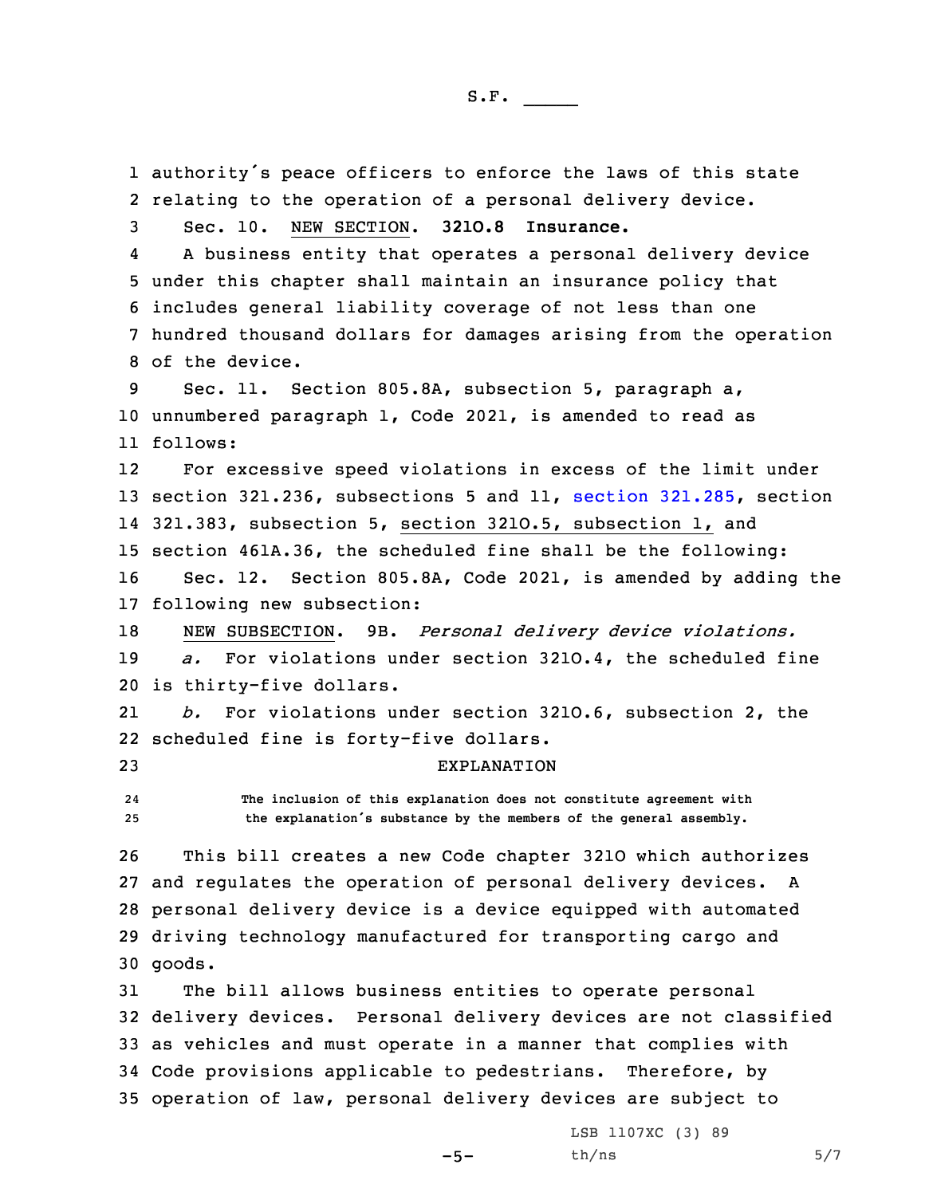authority's peace officers to enforce the laws of this state relating to the operation of a personal delivery device.

Sec. 10. NEW SECTION. **321O.8 Insurance.**

A business entity that operates a personal delivery device under this chapter shall maintain an insurance policy that includes general liability coverage of not less than one hundred thousand dollars for damages arising from the operation of the device.

Sec. 11. Section 805.8A, subsection 5, paragraph a, unnumbered paragraph 1, Code 2021, is amended to read as follows:

For excessive speed violations in excess of the limit under section 321.236, subsections 5 and 11, section 321.285, section 321.383, subsection 5, section 321O.5, subsection 1, and section 461A.36, the scheduled fine shall be the following:

Sec. 12. Section 805.8A, Code 2021, is amended by adding the following new subsection:

NEW SUBSECTION. 9B. *Personal delivery device violations.*

*a.* For violations under section 321O.4, the scheduled fine is thirty-five dollars.

*b.* For violations under section 321O.6, subsection 2, the scheduled fine is forty-five dollars.

EXPLANATION

The inclusion of this explanation does not constitute agreement with the explanation's substance by the members of the general assembly.

This bill creates a new Code chapter 321O which authorizes and regulates the operation of personal delivery devices. A personal delivery device is a device equipped with automated driving technology manufactured for transporting cargo and goods.

The bill allows business entities to operate personal delivery devices. Personal delivery devices are not classified as vehicles and must operate in a manner that complies with Code provisions applicable to pedestrians. Therefore, by operation of law, personal delivery devices are subject to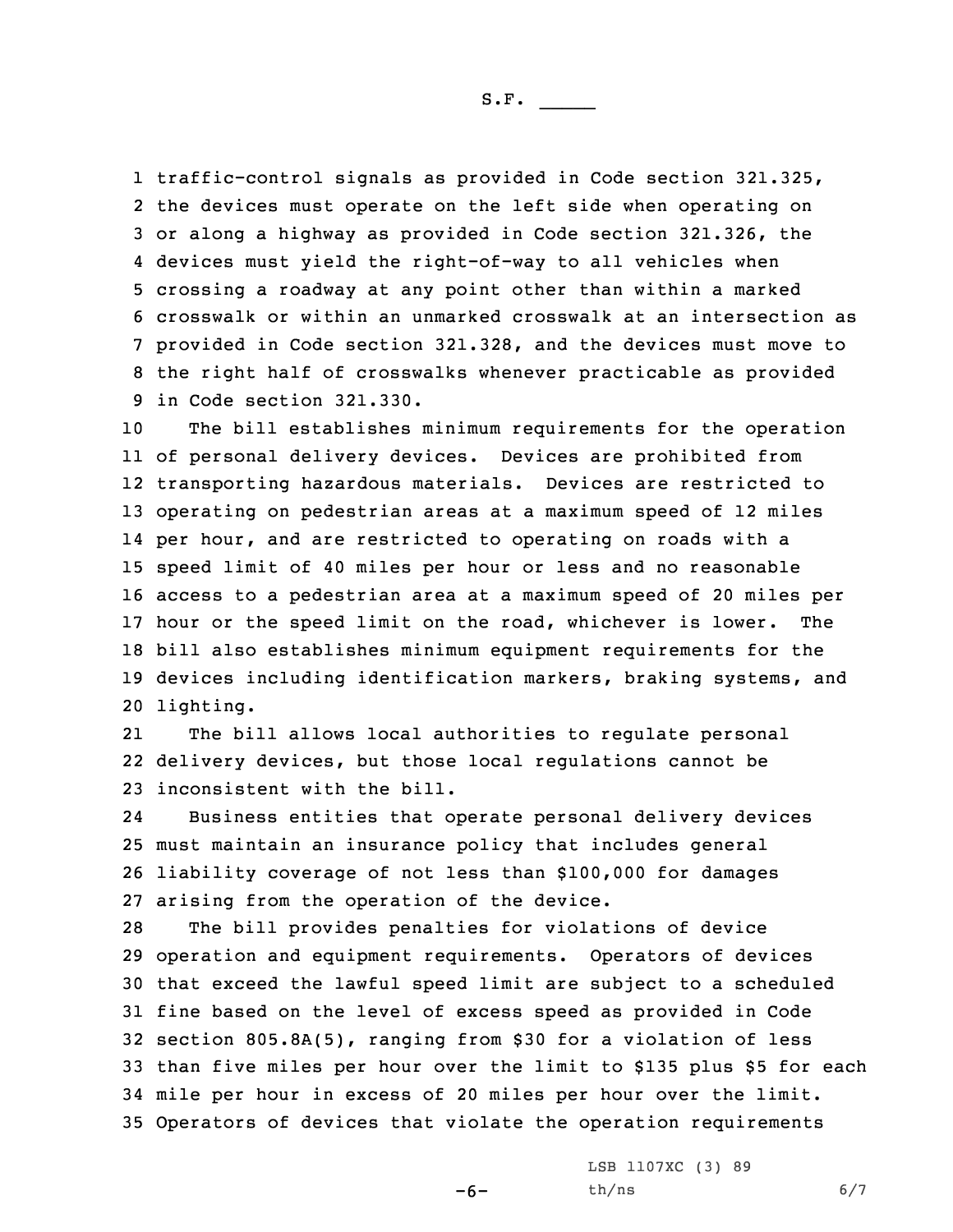traffic-control signals as provided in Code section 321.325, the devices must operate on the left side when operating on or along a highway as provided in Code section 321.326, the devices must yield the right-of-way to all vehicles when crossing a roadway at any point other than within a marked crosswalk or within an unmarked crosswalk at an intersection as provided in Code section 321.328, and the devices must move to the right half of crosswalks whenever practicable as provided in Code section 321.330.

The bill establishes minimum requirements for the operation of personal delivery devices. Devices are prohibited from transporting hazardous materials. Devices are restricted to operating on pedestrian areas at a maximum speed of 12 miles per hour, and are restricted to operating on roads with a speed limit of 40 miles per hour or less and no reasonable access to a pedestrian area at a maximum speed of 20 miles per hour or the speed limit on the road, whichever is lower. The bill also establishes minimum equipment requirements for the devices including identification markers, braking systems, and lighting.

The bill allows local authorities to regulate personal delivery devices, but those local regulations cannot be inconsistent with the bill.

Business entities that operate personal delivery devices must maintain an insurance policy that includes general liability coverage of not less than $100,000 for damages arising from the operation of the device.

The bill provides penalties for violations of device operation and equipment requirements. Operators of devices that exceed the lawful speed limit are subject to a scheduled fine based on the level of excess speed as provided in Code section 805.8A(5), ranging from $30 for a violation of less than five miles per hour over the limit to $135 plus $5 for each mile per hour in excess of 20 miles per hour over the limit. Operators of devices that violate the operation requirements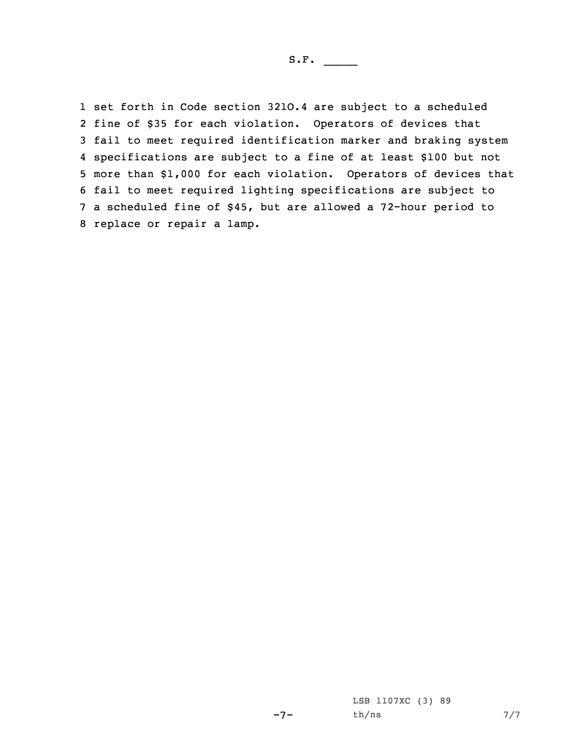set forth in Code section 321O.4 are subject to a scheduled fine of $35 for each violation. Operators of devices that fail to meet required identification marker and braking system specifications are subject to a fine of at least $100 but not more than $1,000 for each violation. Operators of devices that fail to meet required lighting specifications are subject to a scheduled fine of $45, but are allowed a 72-hour period to replace or repair a lamp.

LSB 1107XC (3) 89
th/ns